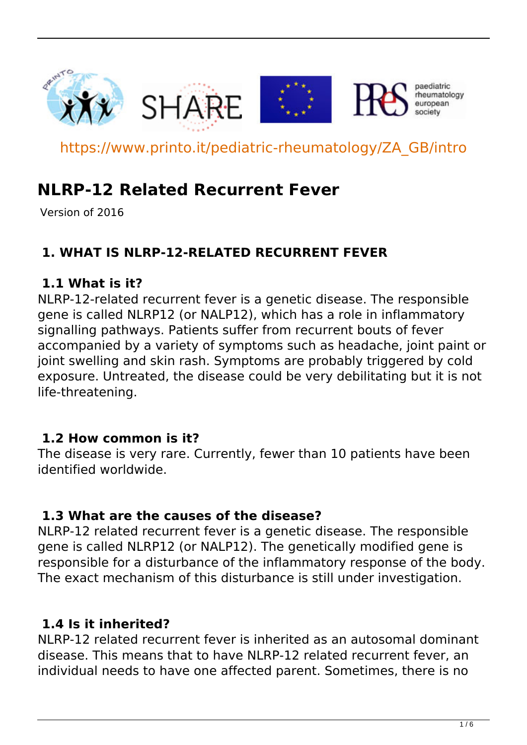https://www.printo.it/pediatric-rheumatology/ZA_GB/intro

# NLRP-12 Related Recurrent Fever

Version of 2016

## 1. WHAT IS NLRP-12-RELATED RECURRENT FEVER

### 1.1 What is it?

NLRP-12-related recurrent fever is a genetic disease. The responsible gene is called NLRP12 (or NALP12), which has a role in inflammatory signalling pathways. Patients suffer from recurrent bouts of fever accompanied by a variety of symptoms such as headache, joint paint or joint swelling and skin rash. Symptoms are probably triggered by cold exposure. Untreated, the disease could be very debilitating but it is not life-threatening.

### 1.2 How common is it?

The disease is very rare. Currently, fewer than 10 patients have been identified worldwide.

### 1.3 What are the causes of the disease?

NLRP-12 related recurrent fever is a genetic disease. The responsible gene is called NLRP12 (or NALP12). The genetically modified gene is responsible for a disturbance of the inflammatory response of the body. The exact mechanism of this disturbance is still under investigation.

### 1.4 Is it inherited?

NLRP-12 related recurrent fever is inherited as an autosomal dominant disease. This means that to have NLRP-12 related recurrent fever, an individual needs to have one affected parent. Sometimes, there is no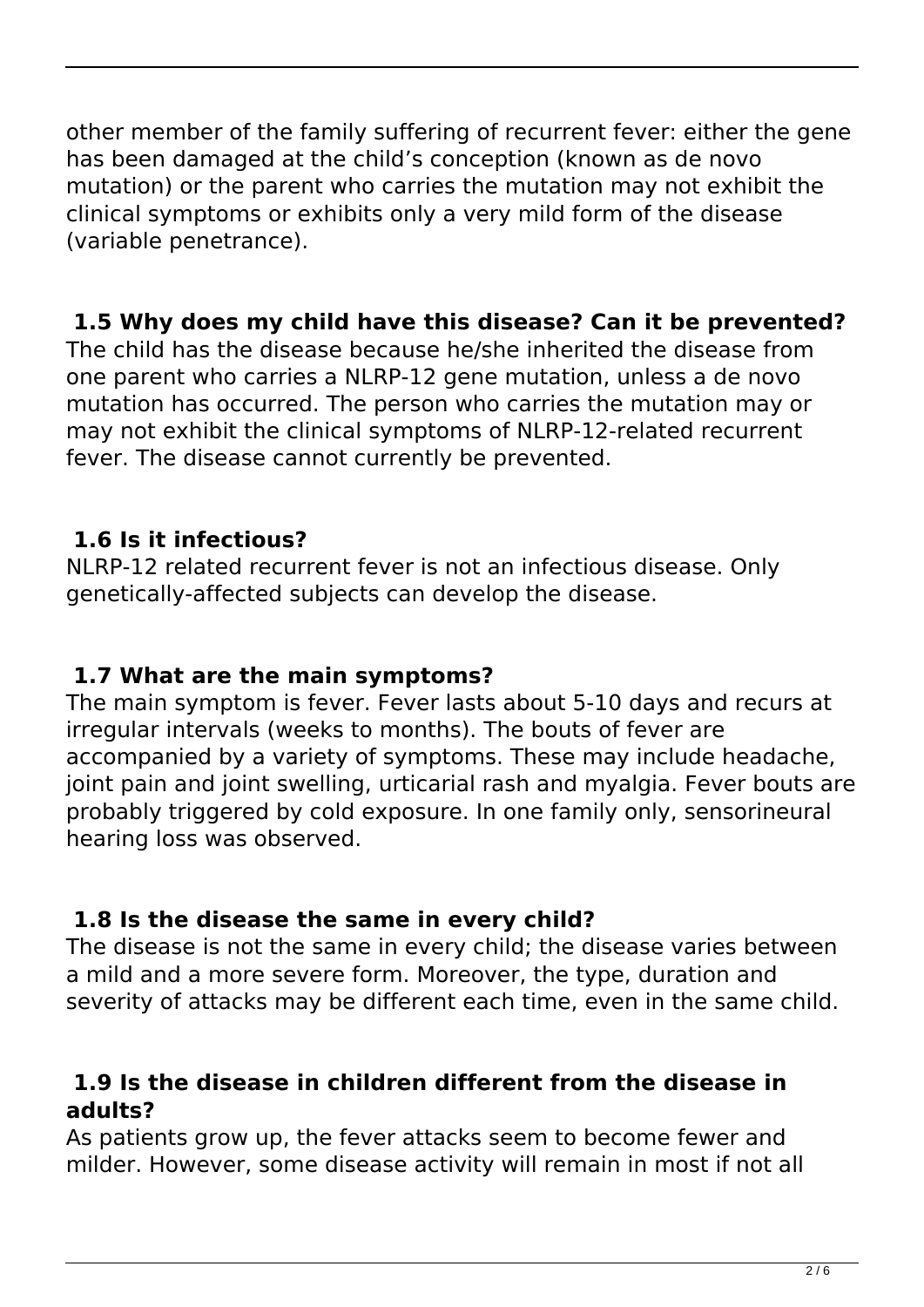other member of the family suffering of recurrent fever: either the gene has been damaged at the child's conception (known as de novo mutation) or the parent who carries the mutation may not exhibit the clinical symptoms or exhibits only a very mild form of the disease (variable penetrance).

### 1.5 Why does my child have this disease? Can it be prevented?

The child has the disease because he/she inherited the disease from one parent who carries a NLRP-12 gene mutation, unless a de novo mutation has occurred. The person who carries the mutation may or may not exhibit the clinical symptoms of NLRP-12-related recurrent fever. The disease cannot currently be prevented.

### 1.6 Is it infectious?

NLRP-12 related recurrent fever is not an infectious disease. Only genetically-affected subjects can develop the disease.

### 1.7 What are the main symptoms?

The main symptom is fever. Fever lasts about 5-10 days and recurs at irregular intervals (weeks to months). The bouts of fever are accompanied by a variety of symptoms. These may include headache, joint pain and joint swelling, urticarial rash and myalgia. Fever bouts are probably triggered by cold exposure. In one family only, sensorineural hearing loss was observed.

### 1.8 Is the disease the same in every child?

The disease is not the same in every child; the disease varies between a mild and a more severe form. Moreover, the type, duration and severity of attacks may be different each time, even in the same child.

### 1.9 Is the disease in children different from the disease in adults?

As patients grow up, the fever attacks seem to become fewer and milder. However, some disease activity will remain in most if not all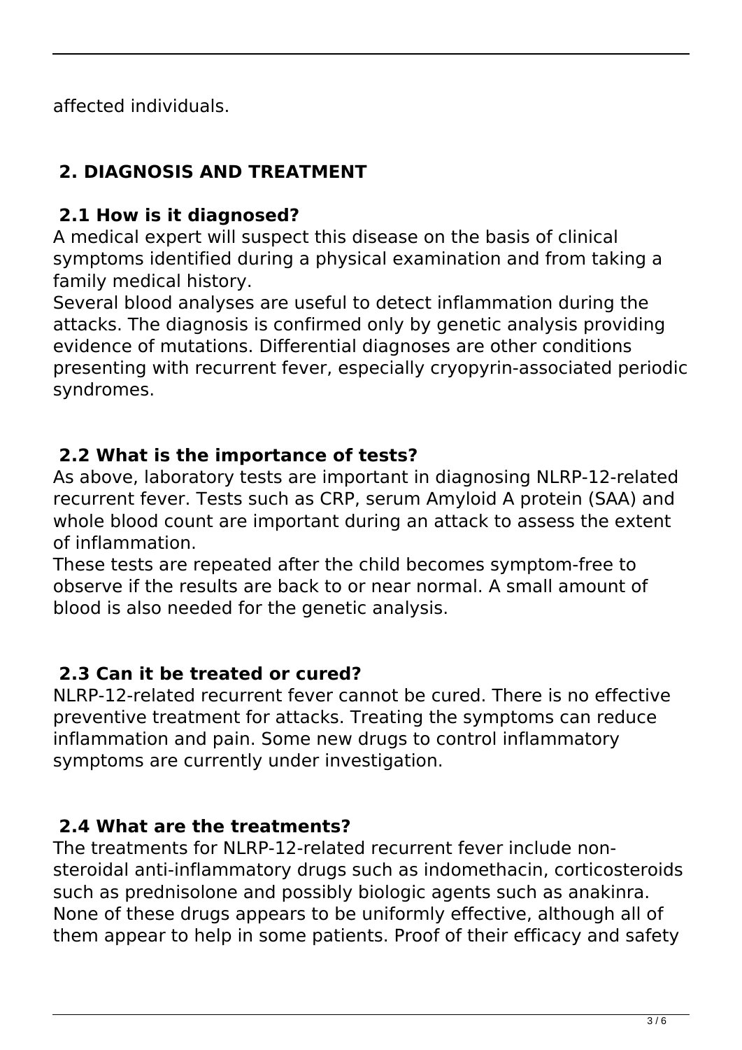affected individuals.

## 2. DIAGNOSIS AND TREATMENT

### 2.1 How is it diagnosed?

A medical expert will suspect this disease on the basis of clinical symptoms identified during a physical examination and from taking a family medical history.

Several blood analyses are useful to detect inflammation during the attacks. The diagnosis is confirmed only by genetic analysis providing evidence of mutations. Differential diagnoses are other conditions presenting with recurrent fever, especially cryopyrin-associated periodic syndromes.

### 2.2 What is the importance of tests?

As above, laboratory tests are important in diagnosing NLRP-12-related recurrent fever. Tests such as CRP, serum Amyloid A protein (SAA) and whole blood count are important during an attack to assess the extent of inflammation.

These tests are repeated after the child becomes symptom-free to observe if the results are back to or near normal. A small amount of blood is also needed for the genetic analysis.

### 2.3 Can it be treated or cured?

NLRP-12-related recurrent fever cannot be cured. There is no effective preventive treatment for attacks. Treating the symptoms can reduce inflammation and pain. Some new drugs to control inflammatory symptoms are currently under investigation.

### 2.4 What are the treatments?

The treatments for NLRP-12-related recurrent fever include non-steroidal anti-inflammatory drugs such as indomethacin, corticosteroids such as prednisolone and possibly biologic agents such as anakinra. None of these drugs appears to be uniformly effective, although all of them appear to help in some patients. Proof of their efficacy and safety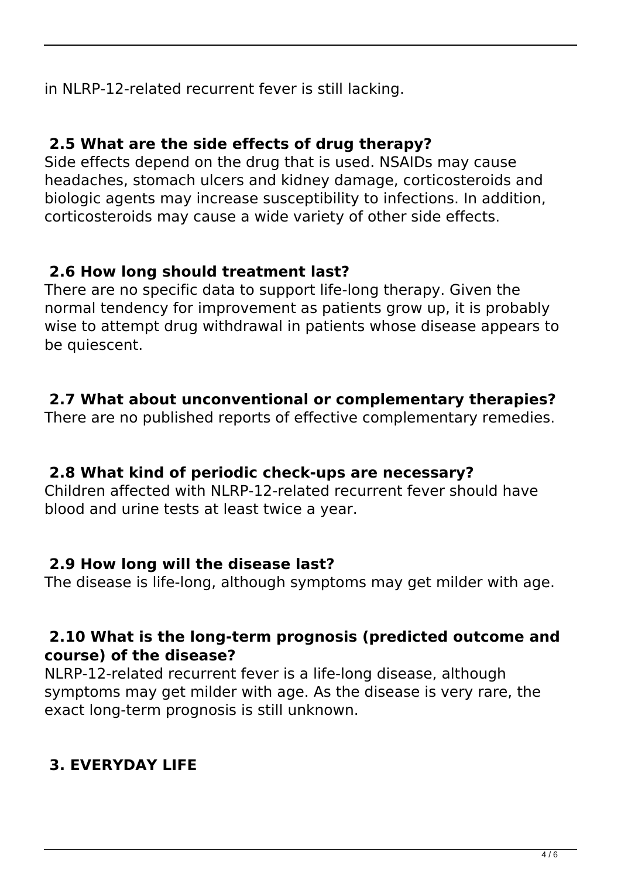in NLRP-12-related recurrent fever is still lacking.

### 2.5 What are the side effects of drug therapy?

Side effects depend on the drug that is used. NSAIDs may cause headaches, stomach ulcers and kidney damage, corticosteroids and biologic agents may increase susceptibility to infections. In addition, corticosteroids may cause a wide variety of other side effects.

### 2.6 How long should treatment last?

There are no specific data to support life-long therapy. Given the normal tendency for improvement as patients grow up, it is probably wise to attempt drug withdrawal in patients whose disease appears to be quiescent.

### 2.7 What about unconventional or complementary therapies?

There are no published reports of effective complementary remedies.

### 2.8 What kind of periodic check-ups are necessary?

Children affected with NLRP-12-related recurrent fever should have blood and urine tests at least twice a year.

### 2.9 How long will the disease last?

The disease is life-long, although symptoms may get milder with age.

### 2.10 What is the long-term prognosis (predicted outcome and course) of the disease?

NLRP-12-related recurrent fever is a life-long disease, although symptoms may get milder with age. As the disease is very rare, the exact long-term prognosis is still unknown.

## 3. EVERYDAY LIFE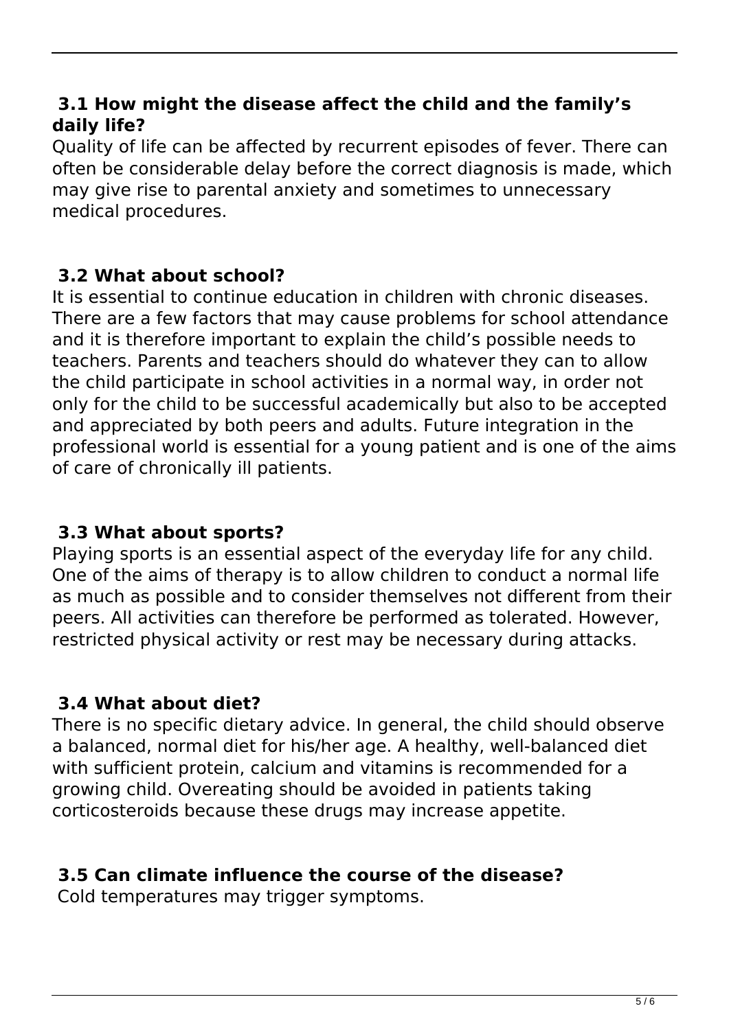### 3.1 How might the disease affect the child and the family's daily life?

Quality of life can be affected by recurrent episodes of fever. There can often be considerable delay before the correct diagnosis is made, which may give rise to parental anxiety and sometimes to unnecessary medical procedures.

### 3.2 What about school?

It is essential to continue education in children with chronic diseases. There are a few factors that may cause problems for school attendance and it is therefore important to explain the child's possible needs to teachers. Parents and teachers should do whatever they can to allow the child participate in school activities in a normal way, in order not only for the child to be successful academically but also to be accepted and appreciated by both peers and adults. Future integration in the professional world is essential for a young patient and is one of the aims of care of chronically ill patients.

### 3.3 What about sports?

Playing sports is an essential aspect of the everyday life for any child. One of the aims of therapy is to allow children to conduct a normal life as much as possible and to consider themselves not different from their peers. All activities can therefore be performed as tolerated. However, restricted physical activity or rest may be necessary during attacks.

### 3.4 What about diet?

There is no specific dietary advice. In general, the child should observe a balanced, normal diet for his/her age. A healthy, well-balanced diet with sufficient protein, calcium and vitamins is recommended for a growing child. Overeating should be avoided in patients taking corticosteroids because these drugs may increase appetite.

### 3.5 Can climate influence the course of the disease?

Cold temperatures may trigger symptoms.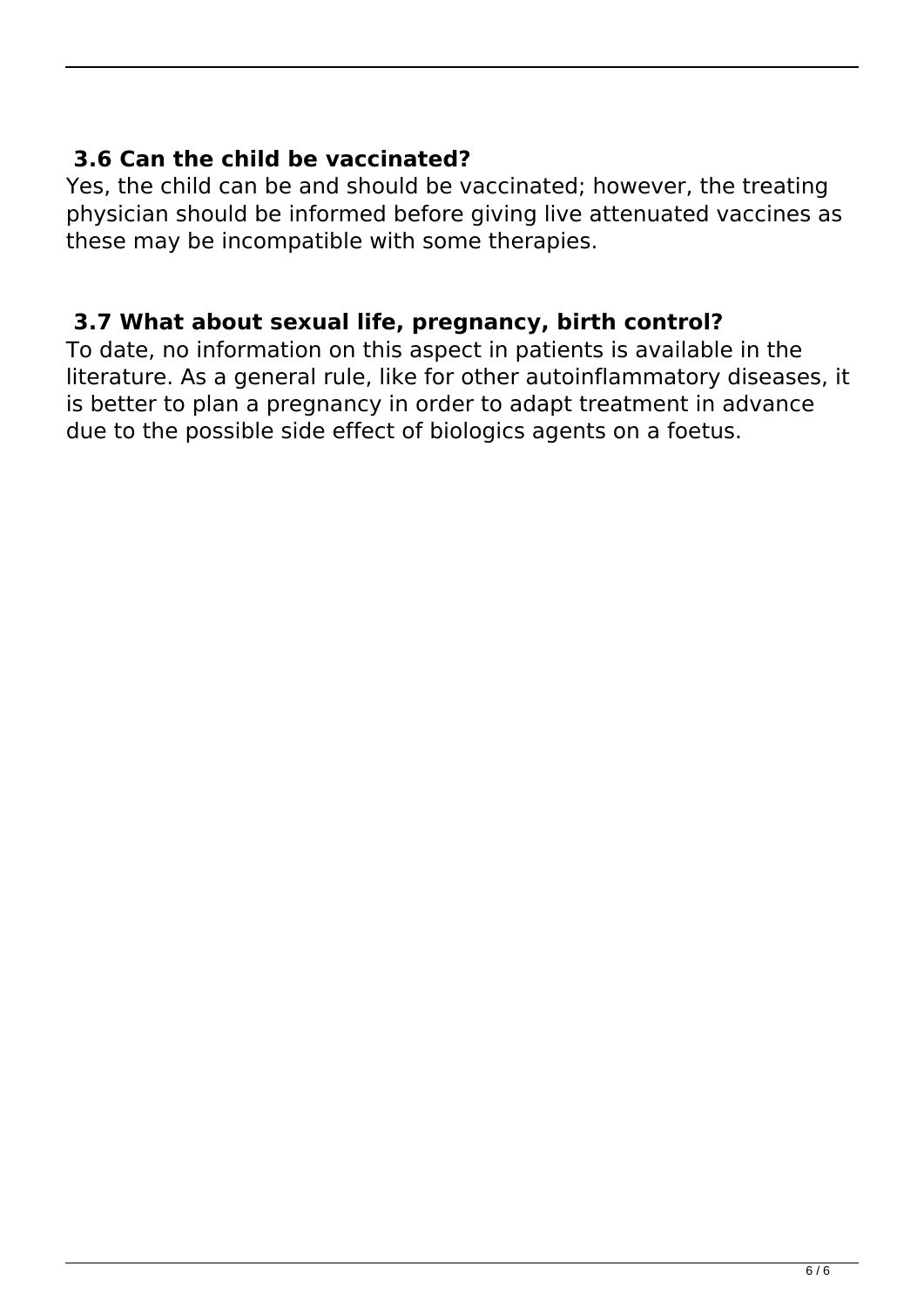### 3.6 Can the child be vaccinated?

Yes, the child can be and should be vaccinated; however, the treating physician should be informed before giving live attenuated vaccines as these may be incompatible with some therapies.

### 3.7 What about sexual life, pregnancy, birth control?

To date, no information on this aspect in patients is available in the literature. As a general rule, like for other autoinflammatory diseases, it is better to plan a pregnancy in order to adapt treatment in advance due to the possible side effect of biologics agents on a foetus.